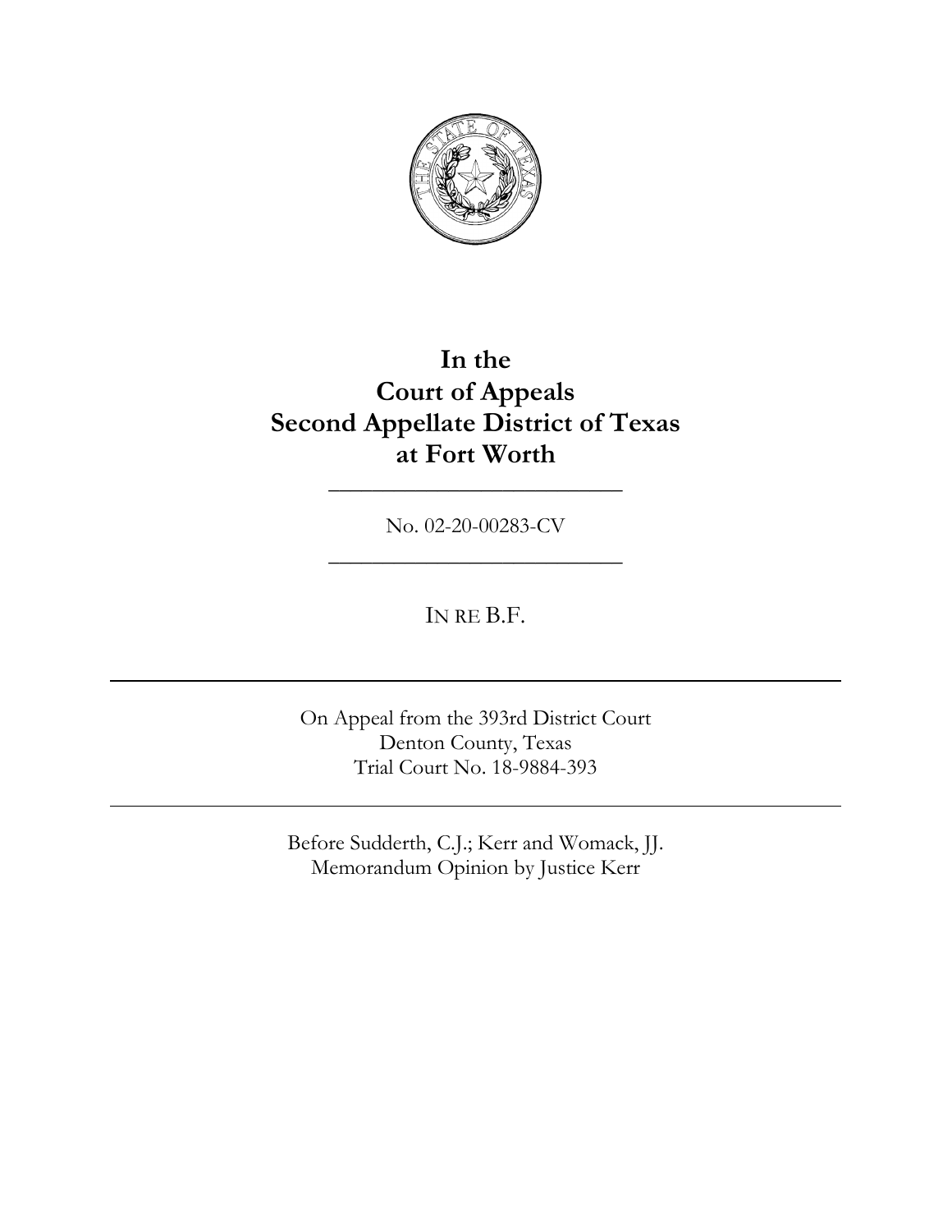# In the
# Court of Appeals
# Second Appellate District of Texas
# at Fort Worth

---

No. 02-20-00283-CV

---

IN RE B.F.

---

On Appeal from the 393rd District Court
Denton County, Texas
Trial Court No. 18-9884-393

---

Before Sudderth, C.J.; Kerr and Womack, JJ.
Memorandum Opinion by Justice Kerr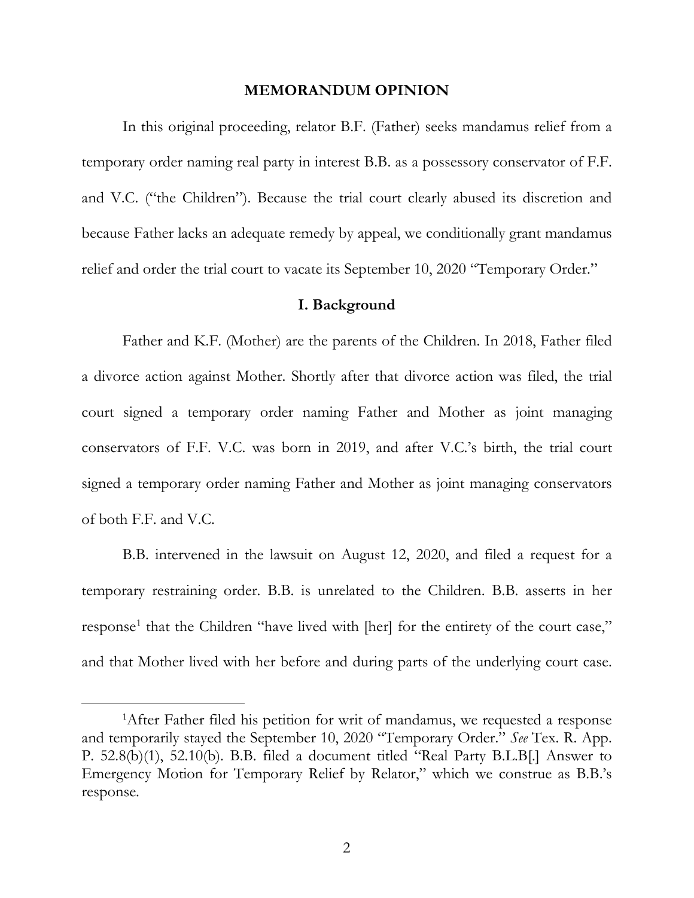## MEMORANDUM OPINION

In this original proceeding, relator B.F. (Father) seeks mandamus relief from a temporary order naming real party in interest B.B. as a possessory conservator of F.F. and V.C. ("the Children"). Because the trial court clearly abused its discretion and because Father lacks an adequate remedy by appeal, we conditionally grant mandamus relief and order the trial court to vacate its September 10, 2020 "Temporary Order."

## I. Background

Father and K.F. (Mother) are the parents of the Children. In 2018, Father filed a divorce action against Mother. Shortly after that divorce action was filed, the trial court signed a temporary order naming Father and Mother as joint managing conservators of F.F. V.C. was born in 2019, and after V.C.'s birth, the trial court signed a temporary order naming Father and Mother as joint managing conservators of both F.F. and V.C.

B.B. intervened in the lawsuit on August 12, 2020, and filed a request for a temporary restraining order. B.B. is unrelated to the Children. B.B. asserts in her response[1] that the Children "have lived with [her] for the entirety of the court case," and that Mother lived with her before and during parts of the underlying court case.

---

[1]After Father filed his petition for writ of mandamus, we requested a response and temporarily stayed the September 10, 2020 "Temporary Order." *See* Tex. R. App. P. 52.8(b)(1), 52.10(b). B.B. filed a document titled "Real Party B.L.B[.] Answer to Emergency Motion for Temporary Relief by Relator," which we construe as B.B.'s response.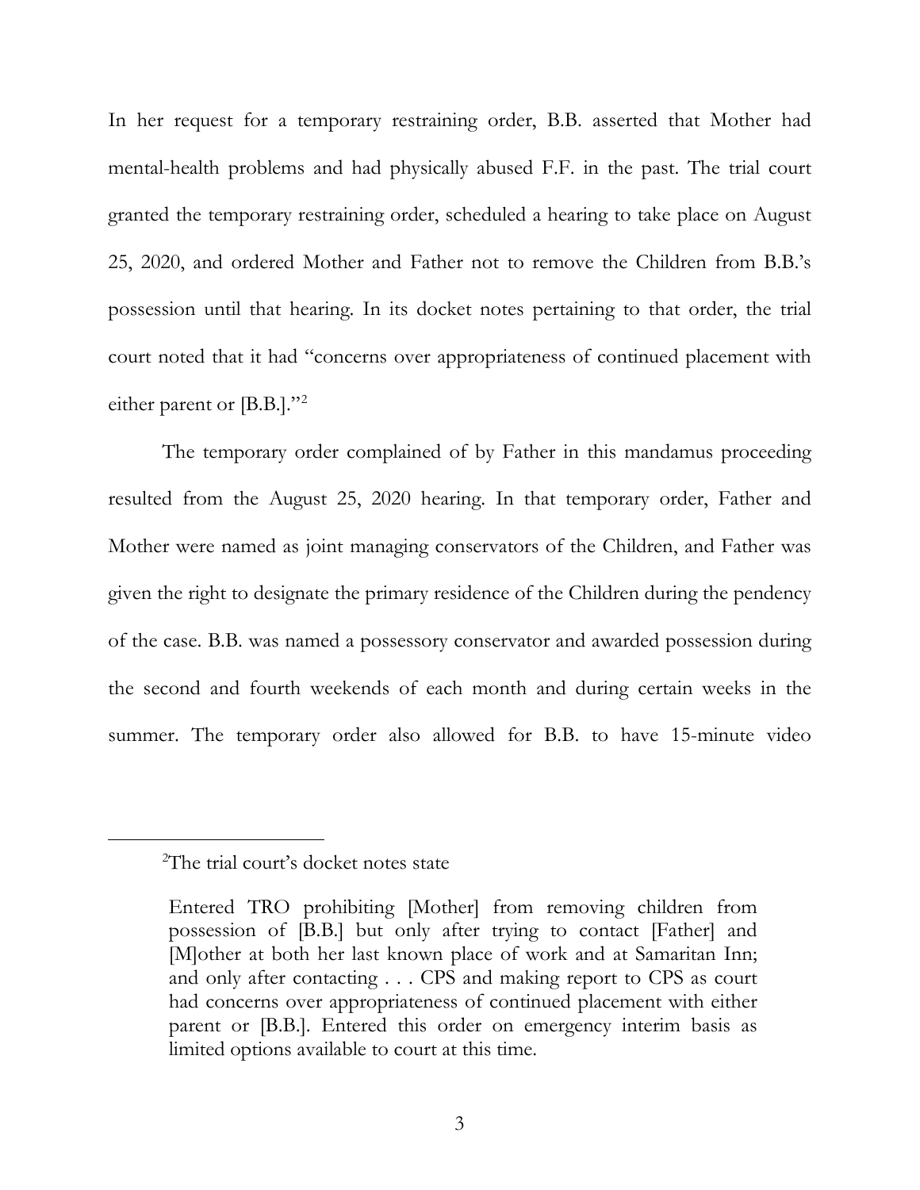In her request for a temporary restraining order, B.B. asserted that Mother had mental-health problems and had physically abused F.F. in the past. The trial court granted the temporary restraining order, scheduled a hearing to take place on August 25, 2020, and ordered Mother and Father not to remove the Children from B.B.'s possession until that hearing. In its docket notes pertaining to that order, the trial court noted that it had "concerns over appropriateness of continued placement with either parent or [B.B.]."[2]

The temporary order complained of by Father in this mandamus proceeding resulted from the August 25, 2020 hearing. In that temporary order, Father and Mother were named as joint managing conservators of the Children, and Father was given the right to designate the primary residence of the Children during the pendency of the case. B.B. was named a possessory conservator and awarded possession during the second and fourth weekends of each month and during certain weeks in the summer. The temporary order also allowed for B.B. to have 15-minute video

---

[2]The trial court's docket notes state

> Entered TRO prohibiting [Mother] from removing children from possession of [B.B.] but only after trying to contact [Father] and [M]other at both her last known place of work and at Samaritan Inn; and only after contacting . . . CPS and making report to CPS as court had concerns over appropriateness of continued placement with either parent or [B.B.]. Entered this order on emergency interim basis as limited options available to court at this time.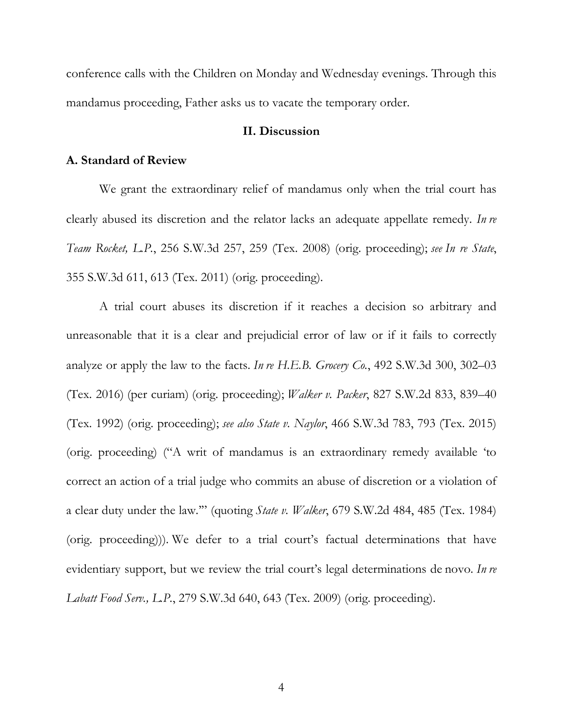conference calls with the Children on Monday and Wednesday evenings. Through this mandamus proceeding, Father asks us to vacate the temporary order.

## II. Discussion

### A. Standard of Review

We grant the extraordinary relief of mandamus only when the trial court has clearly abused its discretion and the relator lacks an adequate appellate remedy. *In re Team Rocket, L.P.*, 256 S.W.3d 257, 259 (Tex. 2008) (orig. proceeding); *see In re State*, 355 S.W.3d 611, 613 (Tex. 2011) (orig. proceeding).

A trial court abuses its discretion if it reaches a decision so arbitrary and unreasonable that it is a clear and prejudicial error of law or if it fails to correctly analyze or apply the law to the facts. *In re H.E.B. Grocery Co.*, 492 S.W.3d 300, 302–03 (Tex. 2016) (per curiam) (orig. proceeding); *Walker v. Packer*, 827 S.W.2d 833, 839–40 (Tex. 1992) (orig. proceeding); *see also State v. Naylor*, 466 S.W.3d 783, 793 (Tex. 2015) (orig. proceeding) ("A writ of mandamus is an extraordinary remedy available 'to correct an action of a trial judge who commits an abuse of discretion or a violation of a clear duty under the law.'" (quoting *State v. Walker*, 679 S.W.2d 484, 485 (Tex. 1984) (orig. proceeding))). We defer to a trial court's factual determinations that have evidentiary support, but we review the trial court's legal determinations de novo. *In re Labatt Food Serv., L.P.*, 279 S.W.3d 640, 643 (Tex. 2009) (orig. proceeding).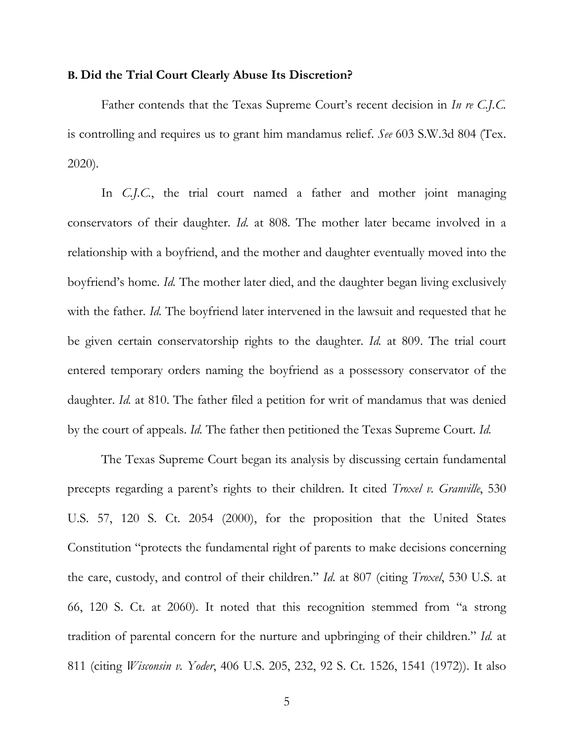### B. Did the Trial Court Clearly Abuse Its Discretion?

Father contends that the Texas Supreme Court's recent decision in *In re C.J.C.* is controlling and requires us to grant him mandamus relief. *See* 603 S.W.3d 804 (Tex. 2020).

In *C.J.C.*, the trial court named a father and mother joint managing conservators of their daughter. *Id.* at 808. The mother later became involved in a relationship with a boyfriend, and the mother and daughter eventually moved into the boyfriend's home. *Id.* The mother later died, and the daughter began living exclusively with the father. *Id.* The boyfriend later intervened in the lawsuit and requested that he be given certain conservatorship rights to the daughter. *Id.* at 809. The trial court entered temporary orders naming the boyfriend as a possessory conservator of the daughter. *Id.* at 810. The father filed a petition for writ of mandamus that was denied by the court of appeals. *Id.* The father then petitioned the Texas Supreme Court. *Id.*

The Texas Supreme Court began its analysis by discussing certain fundamental precepts regarding a parent's rights to their children. It cited *Troxel v. Granville*, 530 U.S. 57, 120 S. Ct. 2054 (2000), for the proposition that the United States Constitution "protects the fundamental right of parents to make decisions concerning the care, custody, and control of their children." *Id.* at 807 (citing *Troxel*, 530 U.S. at 66, 120 S. Ct. at 2060). It noted that this recognition stemmed from "a strong tradition of parental concern for the nurture and upbringing of their children." *Id.* at 811 (citing *Wisconsin v. Yoder*, 406 U.S. 205, 232, 92 S. Ct. 1526, 1541 (1972)). It also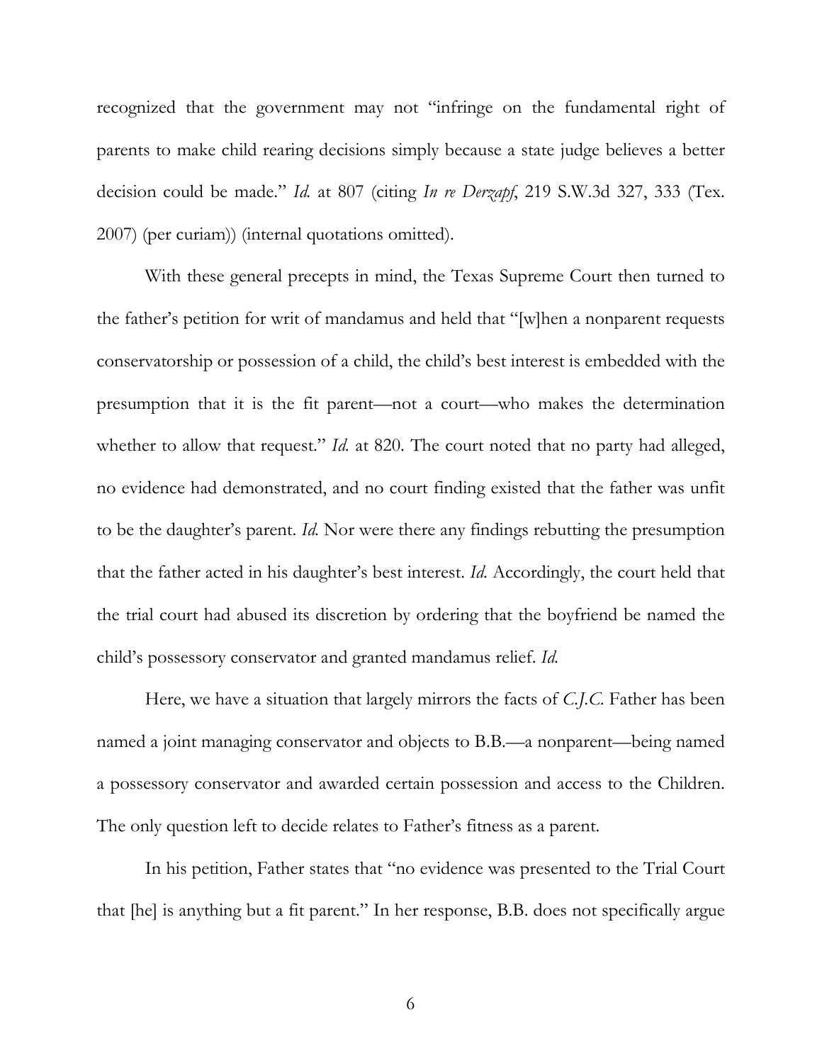recognized that the government may not "infringe on the fundamental right of parents to make child rearing decisions simply because a state judge believes a better decision could be made." *Id.* at 807 (citing *In re Derzapf*, 219 S.W.3d 327, 333 (Tex. 2007) (per curiam)) (internal quotations omitted).

With these general precepts in mind, the Texas Supreme Court then turned to the father's petition for writ of mandamus and held that "[w]hen a nonparent requests conservatorship or possession of a child, the child's best interest is embedded with the presumption that it is the fit parent—not a court—who makes the determination whether to allow that request." *Id.* at 820. The court noted that no party had alleged, no evidence had demonstrated, and no court finding existed that the father was unfit to be the daughter's parent. *Id.* Nor were there any findings rebutting the presumption that the father acted in his daughter's best interest. *Id.* Accordingly, the court held that the trial court had abused its discretion by ordering that the boyfriend be named the child's possessory conservator and granted mandamus relief. *Id.*

Here, we have a situation that largely mirrors the facts of *C.J.C.* Father has been named a joint managing conservator and objects to B.B.—a nonparent—being named a possessory conservator and awarded certain possession and access to the Children. The only question left to decide relates to Father's fitness as a parent.

In his petition, Father states that "no evidence was presented to the Trial Court that [he] is anything but a fit parent." In her response, B.B. does not specifically argue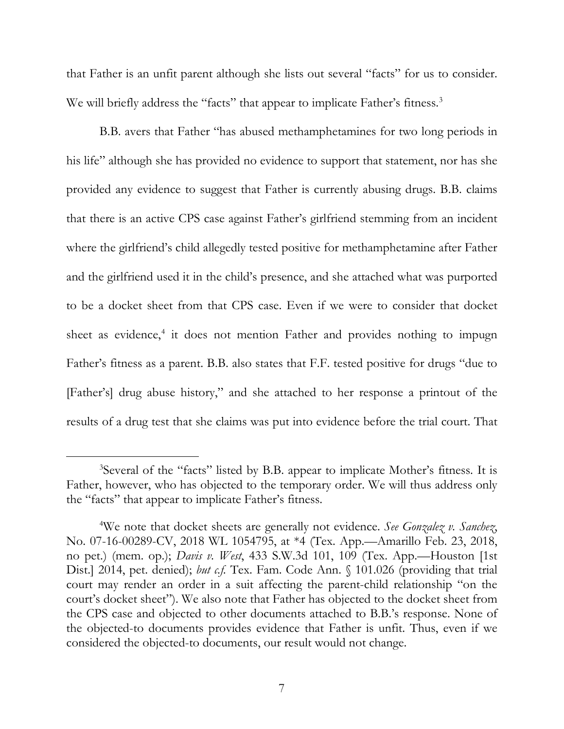that Father is an unfit parent although she lists out several "facts" for us to consider. We will briefly address the "facts" that appear to implicate Father's fitness.[3]

B.B. avers that Father "has abused methamphetamines for two long periods in his life" although she has provided no evidence to support that statement, nor has she provided any evidence to suggest that Father is currently abusing drugs. B.B. claims that there is an active CPS case against Father's girlfriend stemming from an incident where the girlfriend's child allegedly tested positive for methamphetamine after Father and the girlfriend used it in the child's presence, and she attached what was purported to be a docket sheet from that CPS case. Even if we were to consider that docket sheet as evidence,[4] it does not mention Father and provides nothing to impugn Father's fitness as a parent. B.B. also states that F.F. tested positive for drugs "due to [Father's] drug abuse history," and she attached to her response a printout of the results of a drug test that she claims was put into evidence before the trial court. That

---

[3]Several of the "facts" listed by B.B. appear to implicate Mother's fitness. It is Father, however, who has objected to the temporary order. We will thus address only the "facts" that appear to implicate Father's fitness.

[4]We note that docket sheets are generally not evidence. *See Gonzalez v. Sanchez*, No. 07-16-00289-CV, 2018 WL 1054795, at *4 (Tex. App.—Amarillo Feb. 23, 2018, no pet.) (mem. op.); *Davis v. West*, 433 S.W.3d 101, 109 (Tex. App.—Houston [1st Dist.] 2014, pet. denied); *but c.f.* Tex. Fam. Code Ann. § 101.026 (providing that trial court may render an order in a suit affecting the parent-child relationship "on the court's docket sheet"). We also note that Father has objected to the docket sheet from the CPS case and objected to other documents attached to B.B.'s response. None of the objected-to documents provides evidence that Father is unfit. Thus, even if we considered the objected-to documents, our result would not change.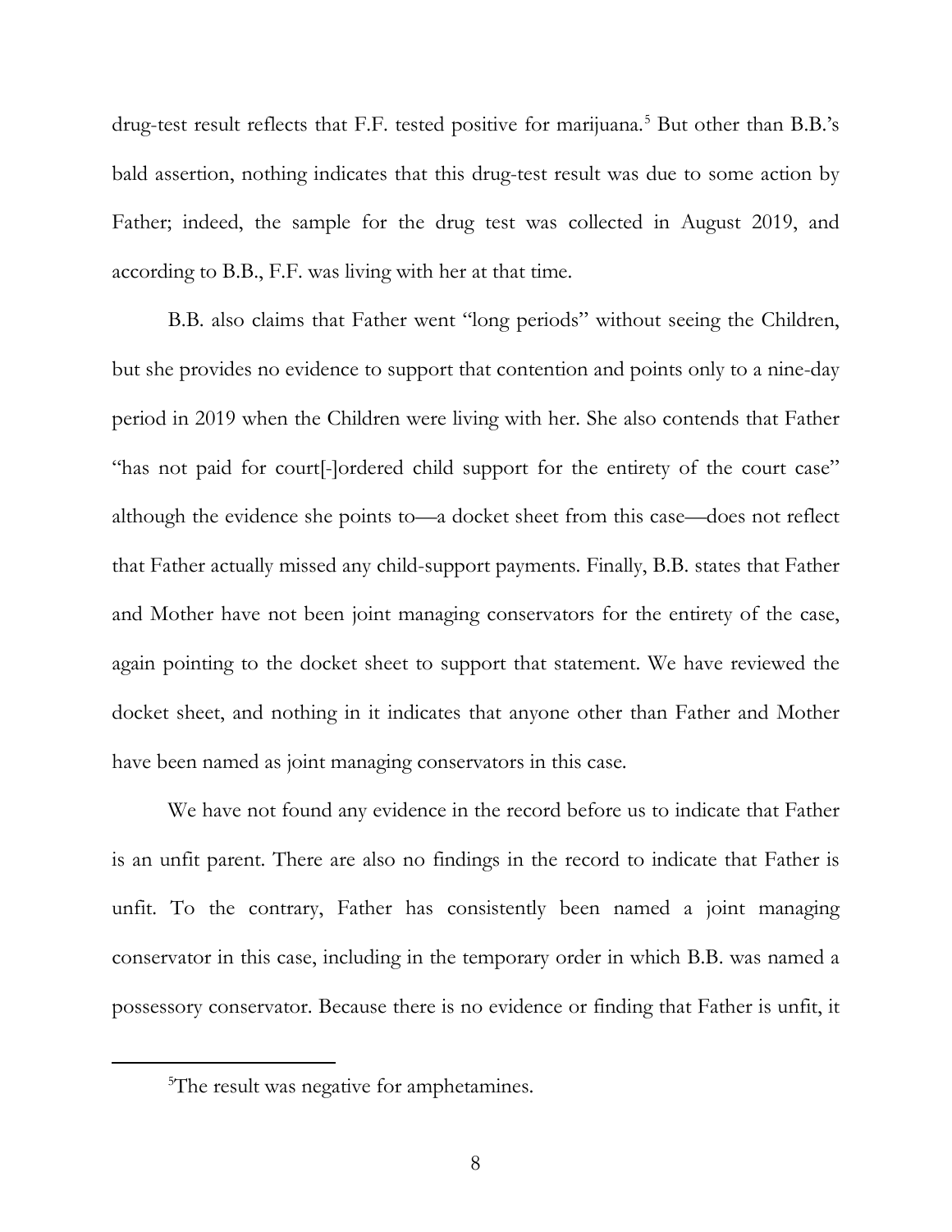drug-test result reflects that F.F. tested positive for marijuana.[5] But other than B.B.'s bald assertion, nothing indicates that this drug-test result was due to some action by Father; indeed, the sample for the drug test was collected in August 2019, and according to B.B., F.F. was living with her at that time.

B.B. also claims that Father went "long periods" without seeing the Children, but she provides no evidence to support that contention and points only to a nine-day period in 2019 when the Children were living with her. She also contends that Father "has not paid for court[-]ordered child support for the entirety of the court case" although the evidence she points to—a docket sheet from this case—does not reflect that Father actually missed any child-support payments. Finally, B.B. states that Father and Mother have not been joint managing conservators for the entirety of the case, again pointing to the docket sheet to support that statement. We have reviewed the docket sheet, and nothing in it indicates that anyone other than Father and Mother have been named as joint managing conservators in this case.

We have not found any evidence in the record before us to indicate that Father is an unfit parent. There are also no findings in the record to indicate that Father is unfit. To the contrary, Father has consistently been named a joint managing conservator in this case, including in the temporary order in which B.B. was named a possessory conservator. Because there is no evidence or finding that Father is unfit, it

[5] The result was negative for amphetamines.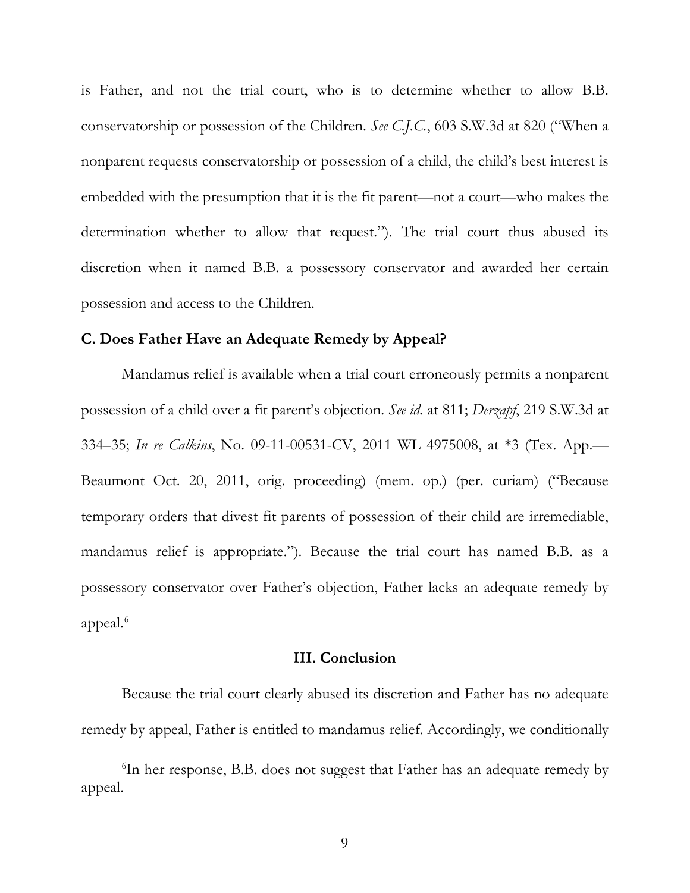is Father, and not the trial court, who is to determine whether to allow B.B. conservatorship or possession of the Children. *See C.J.C.*, 603 S.W.3d at 820 ("When a nonparent requests conservatorship or possession of a child, the child's best interest is embedded with the presumption that it is the fit parent—not a court—who makes the determination whether to allow that request."). The trial court thus abused its discretion when it named B.B. a possessory conservator and awarded her certain possession and access to the Children.

### C. Does Father Have an Adequate Remedy by Appeal?

Mandamus relief is available when a trial court erroneously permits a nonparent possession of a child over a fit parent's objection. *See id.* at 811; *Derzapf*, 219 S.W.3d at 334–35; *In re Calkins*, No. 09-11-00531-CV, 2011 WL 4975008, at *3 (Tex. App.—Beaumont Oct. 20, 2011, orig. proceeding) (mem. op.) (per. curiam) ("Because temporary orders that divest fit parents of possession of their child are irremediable, mandamus relief is appropriate."). Because the trial court has named B.B. as a possessory conservator over Father's objection, Father lacks an adequate remedy by appeal.[6]

## III. Conclusion

Because the trial court clearly abused its discretion and Father has no adequate remedy by appeal, Father is entitled to mandamus relief. Accordingly, we conditionally

---

[6] In her response, B.B. does not suggest that Father has an adequate remedy by appeal.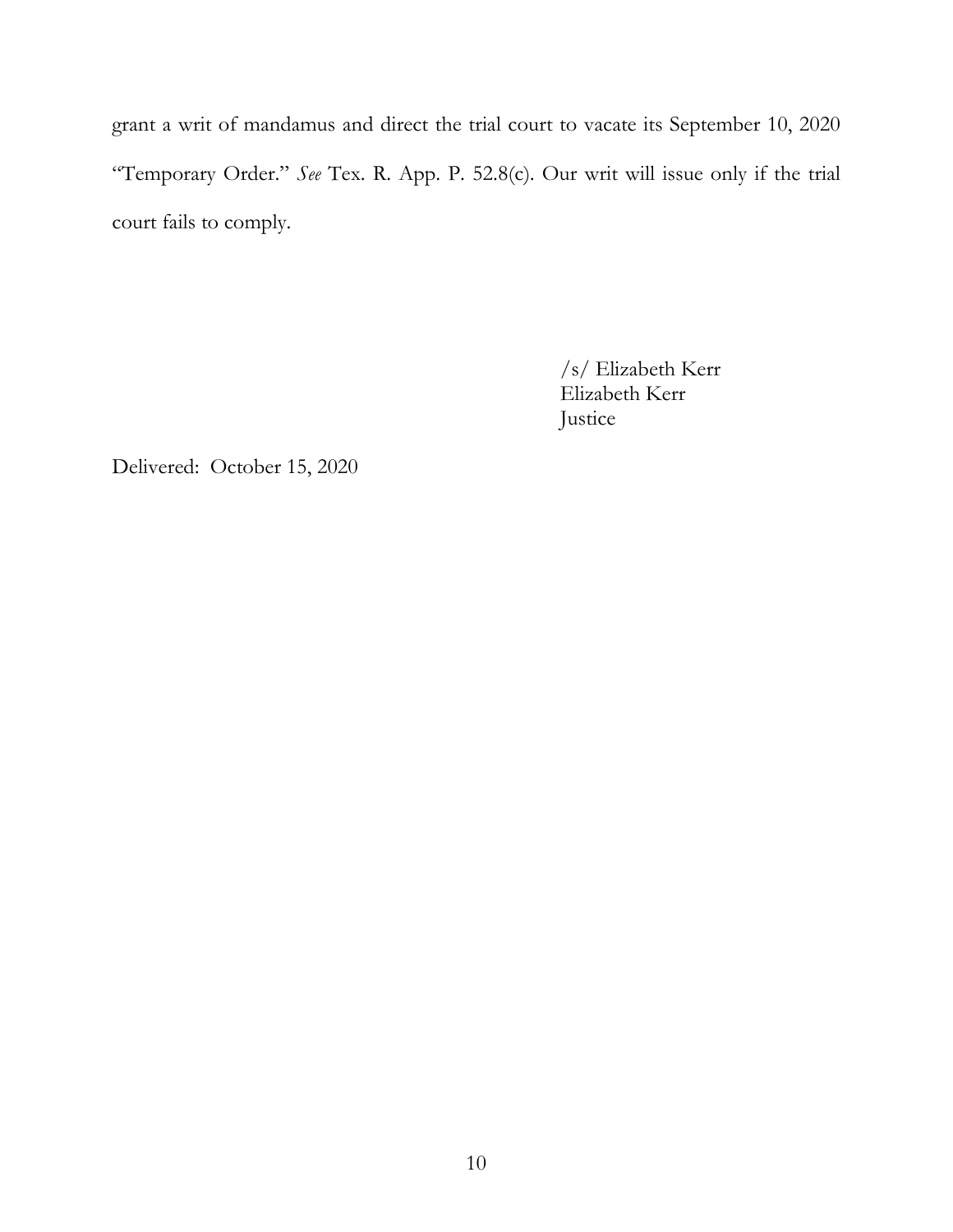grant a writ of mandamus and direct the trial court to vacate its September 10, 2020 "Temporary Order." *See* Tex. R. App. P. 52.8(c). Our writ will issue only if the trial court fails to comply.

/s/ Elizabeth Kerr
Elizabeth Kerr
Justice

Delivered: October 15, 2020